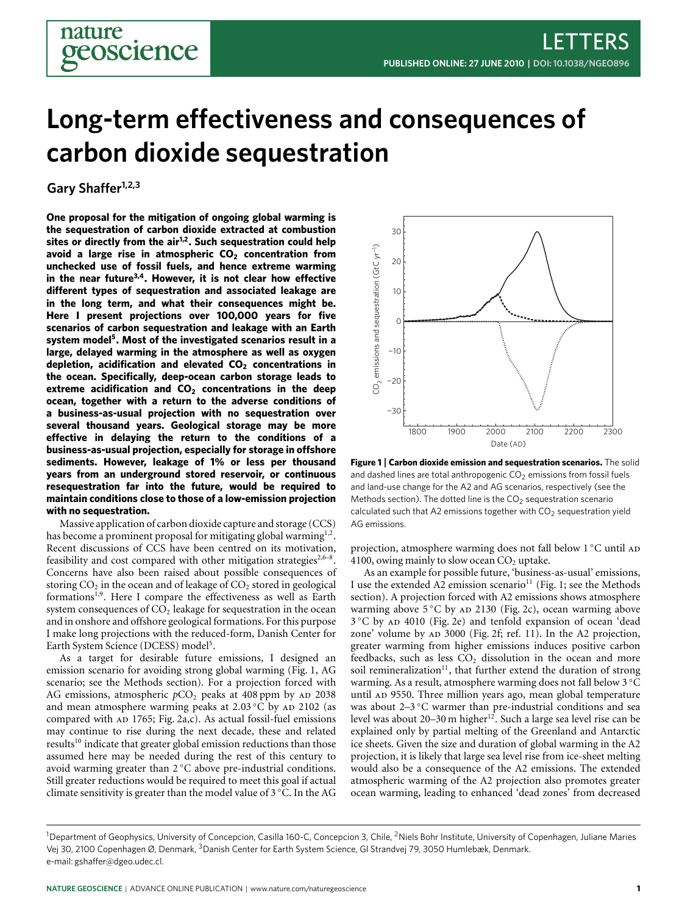# Long-term effectiveness and consequences of carbon dioxide sequestration

**Gary Shaffer[1,2,3]**

**One proposal for the mitigation of ongoing global warming is the sequestration of carbon dioxide extracted at combustion sites or directly from the air[1,2]. Such sequestration could help avoid a large rise in atmospheric $CO_2$ concentration from unchecked use of fossil fuels, and hence extreme warming in the near future[3,4]. However, it is not clear how effective different types of sequestration and associated leakage are in the long term, and what their consequences might be. Here I present projections over 100,000 years for five scenarios of carbon sequestration and leakage with an Earth system model[5]. Most of the investigated scenarios result in a large, delayed warming in the atmosphere as well as oxygen depletion, acidification and elevated $CO_2$ concentrations in the ocean. Specifically, deep-ocean carbon storage leads to extreme acidification and $CO_2$ concentrations in the deep ocean, together with a return to the adverse conditions of a business-as-usual projection with no sequestration over several thousand years. Geological storage may be more effective in delaying the return to the conditions of a business-as-usual projection, especially for storage in offshore sediments. However, leakage of 1% or less per thousand years from an underground stored reservoir, or continuous resequestration far into the future, would be required to maintain conditions close to those of a low-emission projection with no sequestration.**

Massive application of carbon dioxide capture and storage (CCS) has become a prominent proposal for mitigating global warming[1,2]. Recent discussions of CCS have been centred on its motivation, feasibility and cost compared with other mitigation strategies[2,6–8]. Concerns have also been raised about possible consequences of storing $CO_2$ in the ocean and of leakage of $CO_2$ stored in geological formations[1,9]. Here I compare the effectiveness as well as Earth system consequences of $CO_2$ leakage for sequestration in the ocean and in onshore and offshore geological formations. For this purpose I make long projections with the reduced-form, Danish Center for Earth System Science (DCESS) model[5].

As a target for desirable future emissions, I designed an emission scenario for avoiding strong global warming (Fig. 1, AG scenario; see the Methods section). For a projection forced with AG emissions, atmospheric $pCO_2$ peaks at 408 ppm by AD 2038 and mean atmosphere warming peaks at 2.03 °C by AD 2102 (as compared with AD 1765; Fig. 2a,c). As actual fossil-fuel emissions may continue to rise during the next decade, these and related results[10] indicate that greater global emission reductions than those assumed here may be needed during the rest of this century to avoid warming greater than 2 °C above pre-industrial conditions. Still greater reductions would be required to meet this goal if actual climate sensitivity is greater than the model value of 3 °C. In the AG projection, atmosphere warming does not fall below 1 °C until AD 4100, owing mainly to slow ocean $CO_2$ uptake.

**Figure 1 | Carbon dioxide emission and sequestration scenarios.** The solid and dashed lines are total anthropogenic $CO_2$ emissions from fossil fuels and land-use change for the A2 and AG scenarios, respectively (see the Methods section). The dotted line is the $CO_2$ sequestration scenario calculated such that A2 emissions together with $CO_2$ sequestration yield AG emissions.

As an example for possible future, 'business-as-usual' emissions, I use the extended A2 emission scenario[11] (Fig. 1; see the Methods section). A projection forced with A2 emissions shows atmosphere warming above 5 °C by AD 2130 (Fig. 2c), ocean warming above 3 °C by AD 4010 (Fig. 2e) and tenfold expansion of ocean 'dead zone' volume by AD 3000 (Fig. 2f; ref. 11). In the A2 projection, greater warming from higher emissions induces positive carbon feedbacks, such as less $CO_2$ dissolution in the ocean and more soil remineralization[11], that further extend the duration of strong warming. As a result, atmosphere warming does not fall below 3 °C until AD 9550. Three million years ago, mean global temperature was about 2–3 °C warmer than pre-industrial conditions and sea level was about 20–30 m higher[12]. Such a large sea level rise can be explained only by partial melting of the Greenland and Antarctic ice sheets. Given the size and duration of global warming in the A2 projection, it is likely that large sea level rise from ice-sheet melting would also be a consequence of the A2 emissions. The extended atmospheric warming of the A2 projection also promotes greater ocean warming, leading to enhanced 'dead zones' from decreased

[1]Department of Geophysics, University of Concepcion, Casilla 160-C, Concepcion 3, Chile, [2]Niels Bohr Institute, University of Copenhagen, Juliane Maries Vej 30, 2100 Copenhagen Ø, Denmark, [3]Danish Center for Earth System Science, Gl Strandvej 79, 3050 Humlebæk, Denmark. e-mail: gshaffer@dgeo.udec.cl.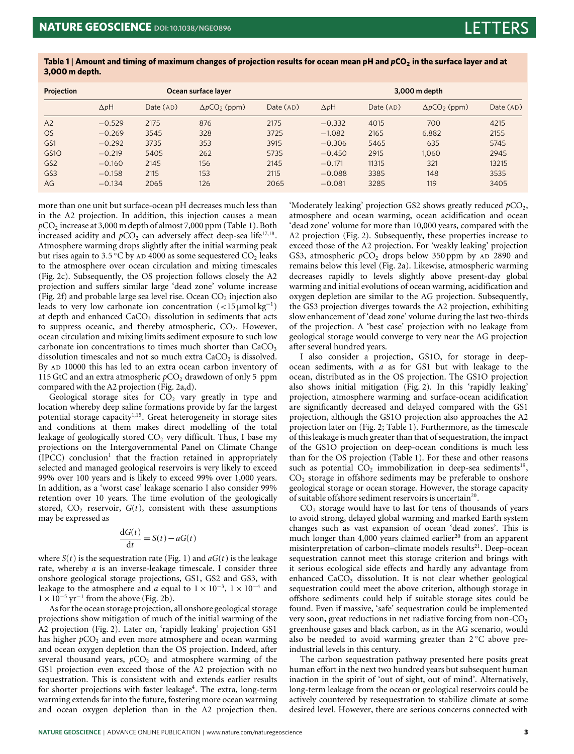**Table 1 | Amount and timing of maximum changes of projection results for ocean mean pH and $pCO_2$ in the surface layer and at 3,000 m depth.**

| Projection | Ocean surface layer | | | | 3,000 m depth | | | |
|---|---|---|---|---|---|---|---|---|
| | $\Delta p$H | Date (AD) | $\Delta pCO_2$ (ppm) | Date (AD) | $\Delta p$H | Date (AD) | $\Delta pCO_2$ (ppm) | Date (AD) |
| A2 | −0.529 | 2175 | 876 | 2175 | −0.332 | 4015 | 700 | 4215 |
| OS | −0.269 | 3545 | 328 | 3725 | −1.082 | 2165 | 6,882 | 2155 |
| GS1 | −0.292 | 3735 | 353 | 3915 | −0.306 | 5465 | 635 | 5745 |
| GS1O | −0.219 | 5405 | 262 | 5735 | −0.450 | 2915 | 1,060 | 2945 |
| GS2 | −0.160 | 2145 | 156 | 2145 | −0.171 | 11315 | 321 | 13215 |
| GS3 | −0.158 | 2115 | 153 | 2115 | −0.088 | 3385 | 148 | 3535 |
| AG | −0.134 | 2065 | 126 | 2065 | −0.081 | 3285 | 119 | 3405 |

more than one unit but surface-ocean pH decreases much less than in the A2 projection. In addition, this injection causes a mean $pCO_2$ increase at 3,000 m depth of almost 7,000 ppm (Table 1). Both increased acidity and $pCO_2$ can adversely affect deep-sea life[17,18]. Atmosphere warming drops slightly after the initial warming peak but rises again to 3.5 °C by AD 4000 as some sequestered $CO_2$ leaks to the atmosphere over ocean circulation and mixing timescales (Fig. 2c). Subsequently, the OS projection follows closely the A2 projection and suffers similar large 'dead zone' volume increase (Fig. 2f) and probable large sea level rise. Ocean $CO_2$ injection also leads to very low carbonate ion concentration ($<15\,\mu$mol kg$^{-1}$) at depth and enhanced $CaCO_3$ dissolution in sediments that acts to suppress oceanic, and thereby atmospheric, $CO_2$. However, ocean circulation and mixing limits sediment exposure to such low carbonate ion concentrations to times much shorter than $CaCO_3$ dissolution timescales and not so much extra $CaCO_3$ is dissolved. By AD 10000 this has led to an extra ocean carbon inventory of 115 GtC and an extra atmospheric $pCO_2$ drawdown of only 5 ppm compared with the A2 projection (Fig. 2a,d).

Geological storage sites for $CO_2$ vary greatly in type and location whereby deep saline formations provide by far the largest potential storage capacity[1,15]. Great heterogeneity in storage sites and conditions at them makes direct modelling of the total leakage of geologically stored $CO_2$ very difficult. Thus, I base my projections on the Intergovernmental Panel on Climate Change (IPCC) conclusion[1] that the fraction retained in appropriately selected and managed geological reservoirs is very likely to exceed 99% over 100 years and is likely to exceed 99% over 1,000 years. In addition, as a 'worst case' leakage scenario I also consider 99% retention over 10 years. The time evolution of the geologically stored, $CO_2$ reservoir, $G(t)$, consistent with these assumptions may be expressed as

$$\frac{\mathrm{d}G(t)}{\mathrm{d}t} = S(t) - aG(t)$$

where $S(t)$ is the sequestration rate (Fig. 1) and $aG(t)$ is the leakage rate, whereby $a$ is an inverse-leakage timescale. I consider three onshore geological storage projections, GS1, GS2 and GS3, with leakage to the atmosphere and $a$ equal to $1\times10^{-3}$, $1\times10^{-4}$ and $1\times10^{-5}$ yr$^{-1}$ from the above (Fig. 2b).

As for the ocean storage projection, all onshore geological storage projections show mitigation of much of the initial warming of the A2 projection (Fig. 2). Later on, 'rapidly leaking' projection GS1 has higher $pCO_2$ and even more atmosphere and ocean warming and ocean oxygen depletion than the OS projection. Indeed, after several thousand years, $pCO_2$ and atmosphere warming of the GS1 projection even exceed those of the A2 projection with no sequestration. This is consistent with and extends earlier results for shorter projections with faster leakage[4]. The extra, long-term warming extends far into the future, fostering more ocean warming and ocean oxygen depletion than in the A2 projection then. 'Moderately leaking' projection GS2 shows greatly reduced $pCO_2$, atmosphere and ocean warming, ocean acidification and ocean 'dead zone' volume for more than 10,000 years, compared with the A2 projection (Fig. 2). Subsequently, these properties increase to exceed those of the A2 projection. For 'weakly leaking' projection GS3, atmospheric $pCO_2$ drops below 350 ppm by AD 2890 and remains below this level (Fig. 2a). Likewise, atmospheric warming decreases rapidly to levels slightly above present-day global warming and initial evolutions of ocean warming, acidification and oxygen depletion are similar to the AG projection. Subsequently, the GS3 projection diverges towards the A2 projection, exhibiting slow enhancement of 'dead zone' volume during the last two-thirds of the projection. A 'best case' projection with no leakage from geological storage would converge to very near the AG projection after several hundred years.

I also consider a projection, GS1O, for storage in deep-ocean sediments, with $a$ as for GS1 but with leakage to the ocean, distributed as in the OS projection. The GS1O projection also shows initial mitigation (Fig. 2). In this 'rapidly leaking' projection, atmosphere warming and surface-ocean acidification are significantly decreased and delayed compared with the GS1 projection, although the GS1O projection also approaches the A2 projection later on (Fig. 2; Table 1). Furthermore, as the timescale of this leakage is much greater than that of sequestration, the impact of the GS1O projection on deep-ocean conditions is much less than for the OS projection (Table 1). For these and other reasons such as potential $CO_2$ immobilization in deep-sea sediments[19], $CO_2$ storage in offshore sediments may be preferable to onshore geological storage or ocean storage. However, the storage capacity of suitable offshore sediment reservoirs is uncertain[20].

$CO_2$ storage would have to last for tens of thousands of years to avoid strong, delayed global warming and marked Earth system changes such as vast expansion of ocean 'dead zones'. This is much longer than 4,000 years claimed earlier[20] from an apparent misinterpretation of carbon–climate models results[21]. Deep-ocean sequestration cannot meet this storage criterion and brings with it serious ecological side effects and hardly any advantage from enhanced $CaCO_3$ dissolution. It is not clear whether geological sequestration could meet the above criterion, although storage in offshore sediments could help if suitable storage sites could be found. Even if massive, 'safe' sequestration could be implemented very soon, great reductions in net radiative forcing from non-$CO_2$ greenhouse gases and black carbon, as in the AG scenario, would also be needed to avoid warming greater than 2 °C above pre-industrial levels in this century.

The carbon sequestration pathway presented here posits great human effort in the next two hundred years but subsequent human inaction in the spirit of 'out of sight, out of mind'. Alternatively, long-term leakage from the ocean or geological reservoirs could be actively countered by resequestration to stabilize climate at some desired level. However, there are serious concerns connected with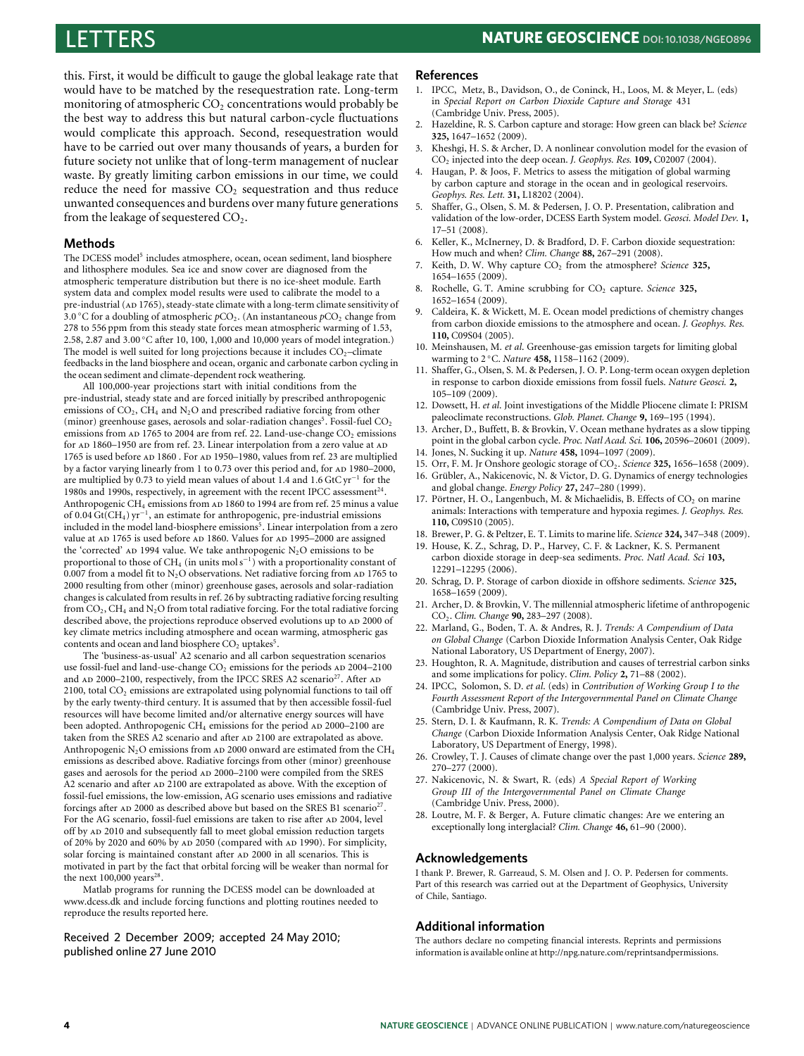this. First, it would be difficult to gauge the global leakage rate that would have to be matched by the resequestration rate. Long-term monitoring of atmospheric $CO_2$ concentrations would probably be the best way to address this but natural carbon-cycle fluctuations would complicate this approach. Second, resequestration would have to be carried out over many thousands of years, a burden for future society not unlike that of long-term management of nuclear waste. By greatly limiting carbon emissions in our time, we could reduce the need for massive $CO_2$ sequestration and thus reduce unwanted consequences and burdens over many future generations from the leakage of sequestered $CO_2$.

## Methods

The DCESS model[5] includes atmosphere, ocean, ocean sediment, land biosphere and lithosphere modules. Sea ice and snow cover are diagnosed from the atmospheric temperature distribution but there is no ice-sheet module. Earth system data and complex model results were used to calibrate the model to a pre-industrial (AD 1765), steady-state climate with a long-term climate sensitivity of 3.0 °C for a doubling of atmospheric $pCO_2$. (An instantaneous $pCO_2$ change from 278 to 556 ppm from this steady state forces mean atmospheric warming of 1.53, 2.58, 2.87 and 3.00 °C after 10, 100, 1,000 and 10,000 years of model integration.) The model is well suited for long projections because it includes $CO_2$–climate feedbacks in the land biosphere and ocean, organic and carbonate carbon cycling in the ocean sediment and climate-dependent rock weathering.

All 100,000-year projections start with initial conditions from the pre-industrial, steady state and are forced initially by prescribed anthropogenic emissions of $CO_2$, $CH_4$ and $N_2O$ and prescribed radiative forcing from other (minor) greenhouse gases, aerosols and solar-radiation changes[5]. Fossil-fuel $CO_2$ emissions from AD 1765 to 2004 are from ref. 22. Land-use-change $CO_2$ emissions for AD 1860–1950 are from ref. 23. Linear interpolation from a zero value at AD 1765 is used before AD 1860 . For AD 1950–1980, values from ref. 23 are multiplied by a factor varying linearly from 1 to 0.73 over this period and, for AD 1980–2000, are multiplied by 0.73 to yield mean values of about 1.4 and 1.6 GtC $yr^{-1}$ for the 1980s and 1990s, respectively, in agreement with the recent IPCC assessment[24]. Anthropogenic $CH_4$ emissions from AD 1860 to 1994 are from ref. 25 minus a value of 0.04 Gt($CH_4$) $yr^{-1}$, an estimate for anthropogenic, pre-industrial emissions included in the model land-biosphere emissions[5]. Linear interpolation from a zero value at AD 1765 is used before AD 1860. Values for AD 1995–2000 are assigned the 'corrected' AD 1994 value. We take anthropogenic $N_2O$ emissions to be proportional to those of $CH_4$ (in units mol $s^{-1}$) with a proportionality constant of 0.007 from a model fit to $N_2O$ observations. Net radiative forcing from AD 1765 to 2000 resulting from other (minor) greenhouse gases, aerosols and solar-radiation changes is calculated from results in ref. 26 by subtracting radiative forcing resulting from $CO_2$, $CH_4$ and $N_2O$ from total radiative forcing. For the total radiative forcing described above, the projections reproduce observed evolutions up to AD 2000 of key climate metrics including atmosphere and ocean warming, atmospheric gas contents and ocean and land biosphere $CO_2$ uptakes[5].

The 'business-as-usual' A2 scenario and all carbon sequestration scenarios use fossil-fuel and land-use-change $CO_2$ emissions for the periods AD 2004–2100 and AD 2000–2100, respectively, from the IPCC SRES A2 scenario[27]. After AD 2100, total $CO_2$ emissions are extrapolated using polynomial functions to tail off by the early twenty-third century. It is assumed that by then accessible fossil-fuel resources will have become limited and/or alternative energy sources will have been adopted. Anthropogenic $CH_4$ emissions for the period AD 2000–2100 are taken from the SRES A2 scenario and after AD 2100 are extrapolated as above. Anthropogenic $N_2O$ emissions from AD 2000 onward are estimated from the $CH_4$ emissions as described above. Radiative forcings from other (minor) greenhouse gases and aerosols for the period AD 2000–2100 were compiled from the SRES A2 scenario and after AD 2100 are extrapolated as above. With the exception of fossil-fuel emissions, the low-emission, AG scenario uses emissions and radiative forcings after AD 2000 as described above but based on the SRES B1 scenario[27]. For the AG scenario, fossil-fuel emissions are taken to rise after AD 2004, level off by AD 2010 and subsequently fall to meet global emission reduction targets of 20% by 2020 and 60% by AD 2050 (compared with AD 1990). For simplicity, solar forcing is maintained constant after AD 2000 in all scenarios. This is motivated in part by the fact that orbital forcing will be weaker than normal for the next 100,000 years[28].

Matlab programs for running the DCESS model can be downloaded at www.dcess.dk and include forcing functions and plotting routines needed to reproduce the results reported here.

Received 2 December 2009; accepted 24 May 2010; published online 27 June 2010

## References

1. IPCC, Metz, B., Davidson, O., de Coninck, H., Loos, M. & Meyer, L. (eds) in *Special Report on Carbon Dioxide Capture and Storage* 431 (Cambridge Univ. Press, 2005).
2. Hazeldine, R. S. Carbon capture and storage: How green can black be? *Science* **325,** 1647–1652 (2009).
3. Kheshgi, H. S. & Archer, D. A nonlinear convolution model for the evasion of $CO_2$ injected into the deep ocean. *J. Geophys. Res.* **109,** C02007 (2004).
4. Haugan, P. & Joos, F. Metrics to assess the mitigation of global warming by carbon capture and storage in the ocean and in geological reservoirs. *Geophys. Res. Lett.* **31,** L18202 (2004).
5. Shaffer, G., Olsen, S. M. & Pedersen, J. O. P. Presentation, calibration and validation of the low-order, DCESS Earth System model. *Geosci. Model Dev.* **1,** 17–51 (2008).
6. Keller, K., McInerney, D. & Bradford, D. F. Carbon dioxide sequestration: How much and when? *Clim. Change* **88,** 267–291 (2008).
7. Keith, D. W. Why capture $CO_2$ from the atmosphere? *Science* **325,** 1654–1655 (2009).
8. Rochelle, G. T. Amine scrubbing for $CO_2$ capture. *Science* **325,** 1652–1654 (2009).
9. Caldeira, K. & Wickett, M. E. Ocean model predictions of chemistry changes from carbon dioxide emissions to the atmosphere and ocean. *J. Geophys. Res.* **110,** C09S04 (2005).
10. Meinshausen, M. *et al*. Greenhouse-gas emission targets for limiting global warming to 2 °C. *Nature* **458,** 1158–1162 (2009).
11. Shaffer, G., Olsen, S. M. & Pedersen, J. O. P. Long-term ocean oxygen depletion in response to carbon dioxide emissions from fossil fuels. *Nature Geosci.* **2,** 105–109 (2009).
12. Dowsett, H. *et al*. Joint investigations of the Middle Pliocene climate I: PRISM paleoclimate reconstructions. *Glob. Planet. Change* **9,** 169–195 (1994).
13. Archer, D., Buffett, B. & Brovkin, V. Ocean methane hydrates as a slow tipping point in the global carbon cycle. *Proc. Natl Acad. Sci.* **106,** 20596–20601 (2009).
14. Jones, N. Sucking it up. *Nature* **458,** 1094–1097 (2009).
15. Orr, F. M. Jr Onshore geologic storage of $CO_2$. *Science* **325,** 1656–1658 (2009).
16. Grübler, A., Nakicenovic, N. & Victor, D. G. Dynamics of energy technologies and global change. *Energy Policy* **27,** 247–280 (1999).
17. Pörtner, H. O., Langenbuch, M. & Michaelidis, B. Effects of $CO_2$ on marine animals: Interactions with temperature and hypoxia regimes. *J. Geophys. Res.* **110,** C09S10 (2005).
18. Brewer, P. G. & Peltzer, E. T. Limits to marine life. *Science* **324,** 347–348 (2009).
19. House, K. Z., Schrag, D. P., Harvey, C. F. & Lackner, K. S. Permanent carbon dioxide storage in deep-sea sediments. *Proc. Natl Acad. Sci* **103,** 12291–12295 (2006).
20. Schrag, D. P. Storage of carbon dioxide in offshore sediments. *Science* **325,** 1658–1659 (2009).
21. Archer, D. & Brovkin, V. The millennial atmospheric lifetime of anthropogenic $CO_2$. *Clim. Change* **90,** 283–297 (2008).
22. Marland, G., Boden, T. A. & Andres, R. J. *Trends: A Compendium of Data on Global Change* (Carbon Dioxide Information Analysis Center, Oak Ridge National Laboratory, US Department of Energy, 2007).
23. Houghton, R. A. Magnitude, distribution and causes of terrestrial carbon sinks and some implications for policy. *Clim. Policy* **2,** 71–88 (2002).
24. IPCC, Solomon, S. D. *et al*. (eds) in *Contribution of Working Group I to the Fourth Assessment Report of the Intergovernmental Panel on Climate Change* (Cambridge Univ. Press, 2007).
25. Stern, D. I. & Kaufmann, R. K. *Trends: A Compendium of Data on Global Change* (Carbon Dioxide Information Analysis Center, Oak Ridge National Laboratory, US Department of Energy, 1998).
26. Crowley, T. J. Causes of climate change over the past 1,000 years. *Science* **289,** 270–277 (2000).
27. Nakicenovic, N. & Swart, R. (eds) *A Special Report of Working Group III of the Intergovernmental Panel on Climate Change* (Cambridge Univ. Press, 2000).
28. Loutre, M. F. & Berger, A. Future climatic changes: Are we entering an exceptionally long interglacial? *Clim. Change* **46,** 61–90 (2000).

## Acknowledgements

I thank P. Brewer, R. Garreaud, S. M. Olsen and J. O. P. Pedersen for comments. Part of this research was carried out at the Department of Geophysics, University of Chile, Santiago.

## Additional information

The authors declare no competing financial interests. Reprints and permissions information is available online at http://npg.nature.com/reprintsandpermissions.